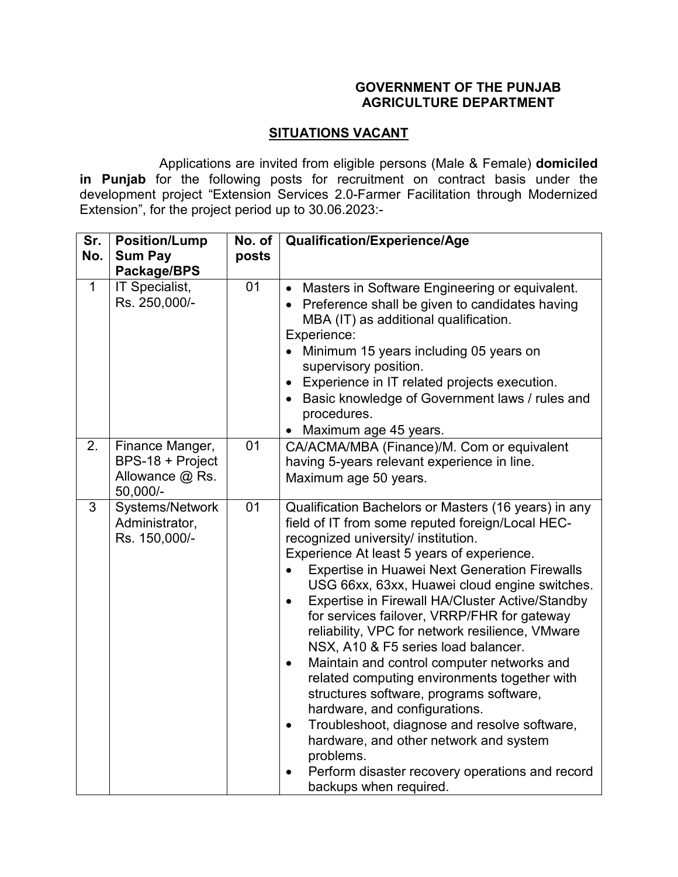**GOVERNMENT OF THE PUNJAB**
**AGRICULTURE DEPARTMENT**

## SITUATIONS VACANT

Applications are invited from eligible persons (Male & Female) **domiciled in Punjab** for the following posts for recruitment on contract basis under the development project "Extension Services 2.0-Farmer Facilitation through Modernized Extension", for the project period up to 30.06.2023:-

| Sr. No. | Position/Lump Sum Pay Package/BPS | No. of posts | Qualification/Experience/Age |
|---|---|---|---|
| 1 | IT Specialist, Rs. 250,000/- | 01 | • Masters in Software Engineering or equivalent.<br>• Preference shall be given to candidates having MBA (IT) as additional qualification.<br>Experience:<br>• Minimum 15 years including 05 years on supervisory position.<br>• Experience in IT related projects execution.<br>• Basic knowledge of Government laws / rules and procedures.<br>• Maximum age 45 years. |
| 2. | Finance Manger, BPS-18 + Project Allowance @ Rs. 50,000/- | 01 | CA/ACMA/MBA (Finance)/M. Com or equivalent having 5-years relevant experience in line.<br>Maximum age 50 years. |
| 3 | Systems/Network Administrator, Rs. 150,000/- | 01 | Qualification Bachelors or Masters (16 years) in any field of IT from some reputed foreign/Local HEC-recognized university/ institution.<br>Experience At least 5 years of experience.<br>• Expertise in Huawei Next Generation Firewalls USG 66xx, 63xx, Huawei cloud engine switches.<br>• Expertise in Firewall HA/Cluster Active/Standby for services failover, VRRP/FHR for gateway reliability, VPC for network resilience, VMware NSX, A10 & F5 series load balancer.<br>• Maintain and control computer networks and related computing environments together with structures software, programs software, hardware, and configurations.<br>• Troubleshoot, diagnose and resolve software, hardware, and other network and system problems.<br>• Perform disaster recovery operations and record backups when required. |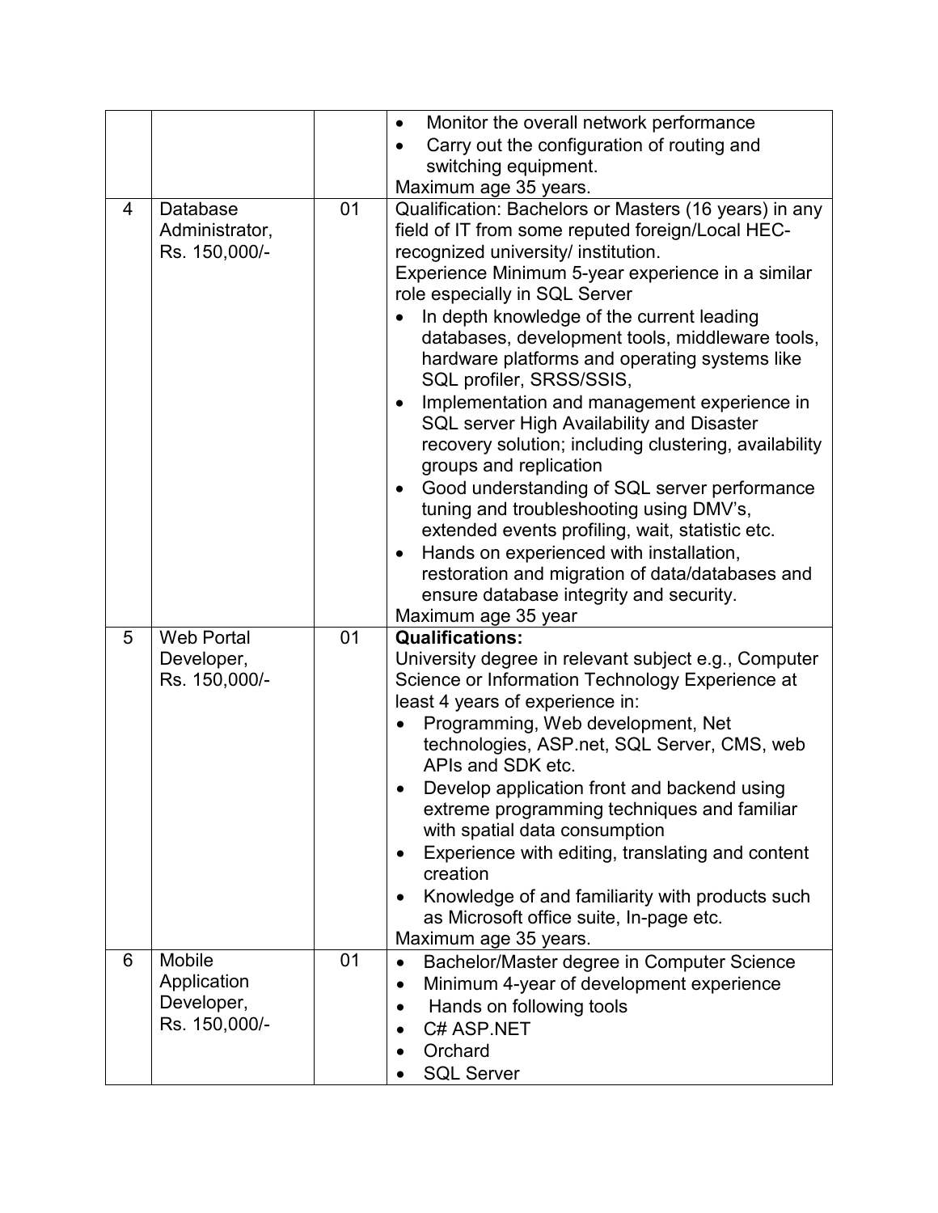| | | | |
|---|---|---|---|
| | | | • Monitor the overall network performance<br>• Carry out the configuration of routing and switching equipment.<br>Maximum age 35 years. |
| 4 | Database Administrator, Rs. 150,000/- | 01 | Qualification: Bachelors or Masters (16 years) in any field of IT from some reputed foreign/Local HEC-recognized university/ institution.<br>Experience Minimum 5-year experience in a similar role especially in SQL Server<br>• In depth knowledge of the current leading databases, development tools, middleware tools, hardware platforms and operating systems like SQL profiler, SRSS/SSIS,<br>• Implementation and management experience in SQL server High Availability and Disaster recovery solution; including clustering, availability groups and replication<br>• Good understanding of SQL server performance tuning and troubleshooting using DMV's, extended events profiling, wait, statistic etc.<br>• Hands on experienced with installation, restoration and migration of data/databases and ensure database integrity and security.<br>Maximum age 35 year |
| 5 | Web Portal Developer, Rs. 150,000/- | 01 | **Qualifications:**<br>University degree in relevant subject e.g., Computer Science or Information Technology Experience at least 4 years of experience in:<br>• Programming, Web development, Net technologies, ASP.net, SQL Server, CMS, web APIs and SDK etc.<br>• Develop application front and backend using extreme programming techniques and familiar with spatial data consumption<br>• Experience with editing, translating and content creation<br>• Knowledge of and familiarity with products such as Microsoft office suite, In-page etc.<br>Maximum age 35 years. |
| 6 | Mobile Application Developer, Rs. 150,000/- | 01 | • Bachelor/Master degree in Computer Science<br>• Minimum 4-year of development experience<br>• Hands on following tools<br>• C# ASP.NET<br>• Orchard<br>• SQL Server |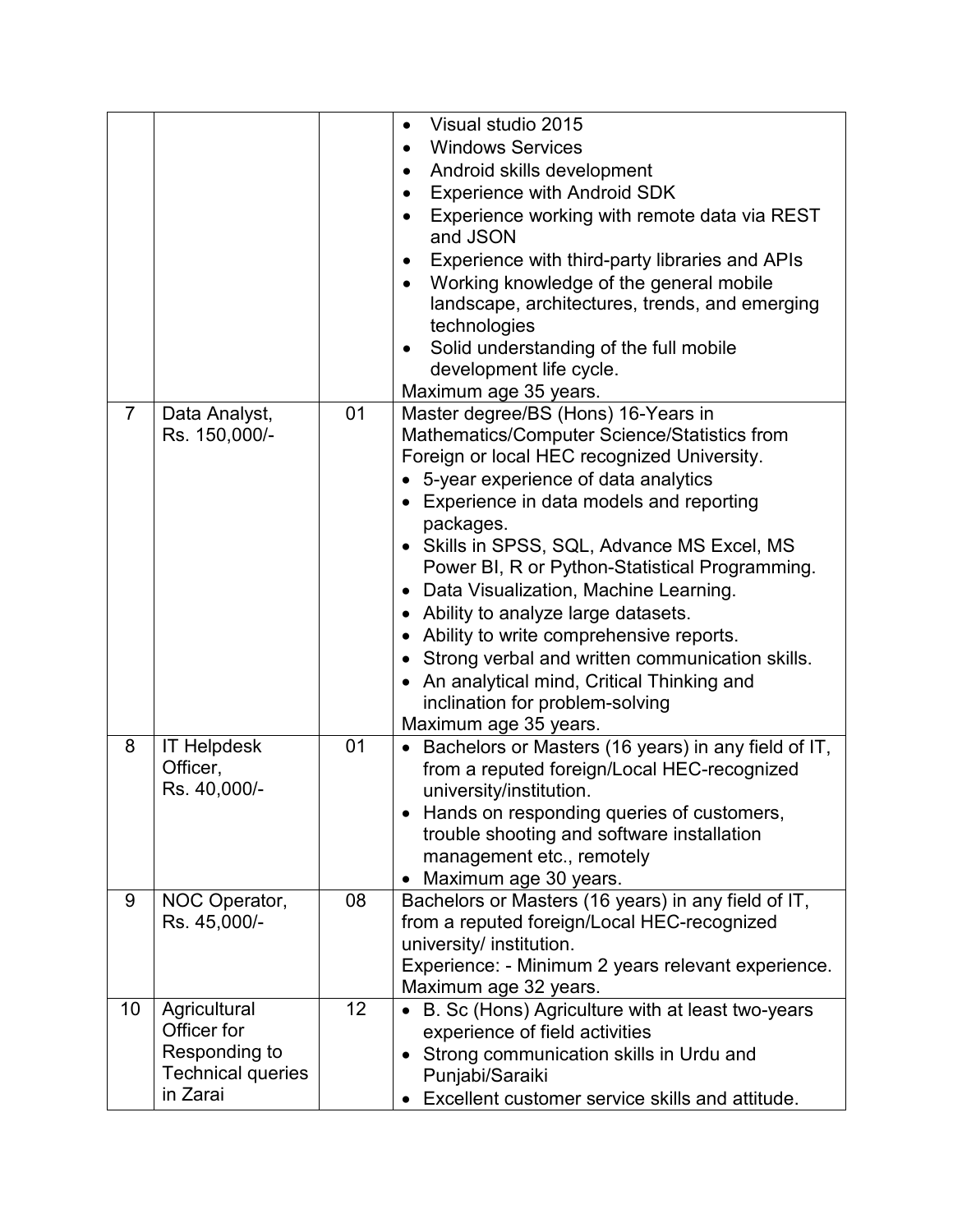| | | | |
|---|---|---|---|
| | | | • Visual studio 2015<br>• Windows Services<br>• Android skills development<br>• Experience with Android SDK<br>• Experience working with remote data via REST and JSON<br>• Experience with third-party libraries and APIs<br>• Working knowledge of the general mobile landscape, architectures, trends, and emerging technologies<br>• Solid understanding of the full mobile development life cycle.<br>Maximum age 35 years. |
| 7 | Data Analyst, Rs. 150,000/- | 01 | Master degree/BS (Hons) 16-Years in Mathematics/Computer Science/Statistics from Foreign or local HEC recognized University.<br>• 5-year experience of data analytics<br>• Experience in data models and reporting packages.<br>• Skills in SPSS, SQL, Advance MS Excel, MS Power BI, R or Python-Statistical Programming.<br>• Data Visualization, Machine Learning.<br>• Ability to analyze large datasets.<br>• Ability to write comprehensive reports.<br>• Strong verbal and written communication skills.<br>• An analytical mind, Critical Thinking and inclination for problem-solving<br>Maximum age 35 years. |
| 8 | IT Helpdesk Officer, Rs. 40,000/- | 01 | • Bachelors or Masters (16 years) in any field of IT, from a reputed foreign/Local HEC-recognized university/institution.<br>• Hands on responding queries of customers, trouble shooting and software installation management etc., remotely<br>• Maximum age 30 years. |
| 9 | NOC Operator, Rs. 45,000/- | 08 | Bachelors or Masters (16 years) in any field of IT, from a reputed foreign/Local HEC-recognized university/ institution.<br>Experience: - Minimum 2 years relevant experience.<br>Maximum age 32 years. |
| 10 | Agricultural Officer for Responding to Technical queries in Zarai | 12 | • B. Sc (Hons) Agriculture with at least two-years experience of field activities<br>• Strong communication skills in Urdu and Punjabi/Saraiki<br>• Excellent customer service skills and attitude. |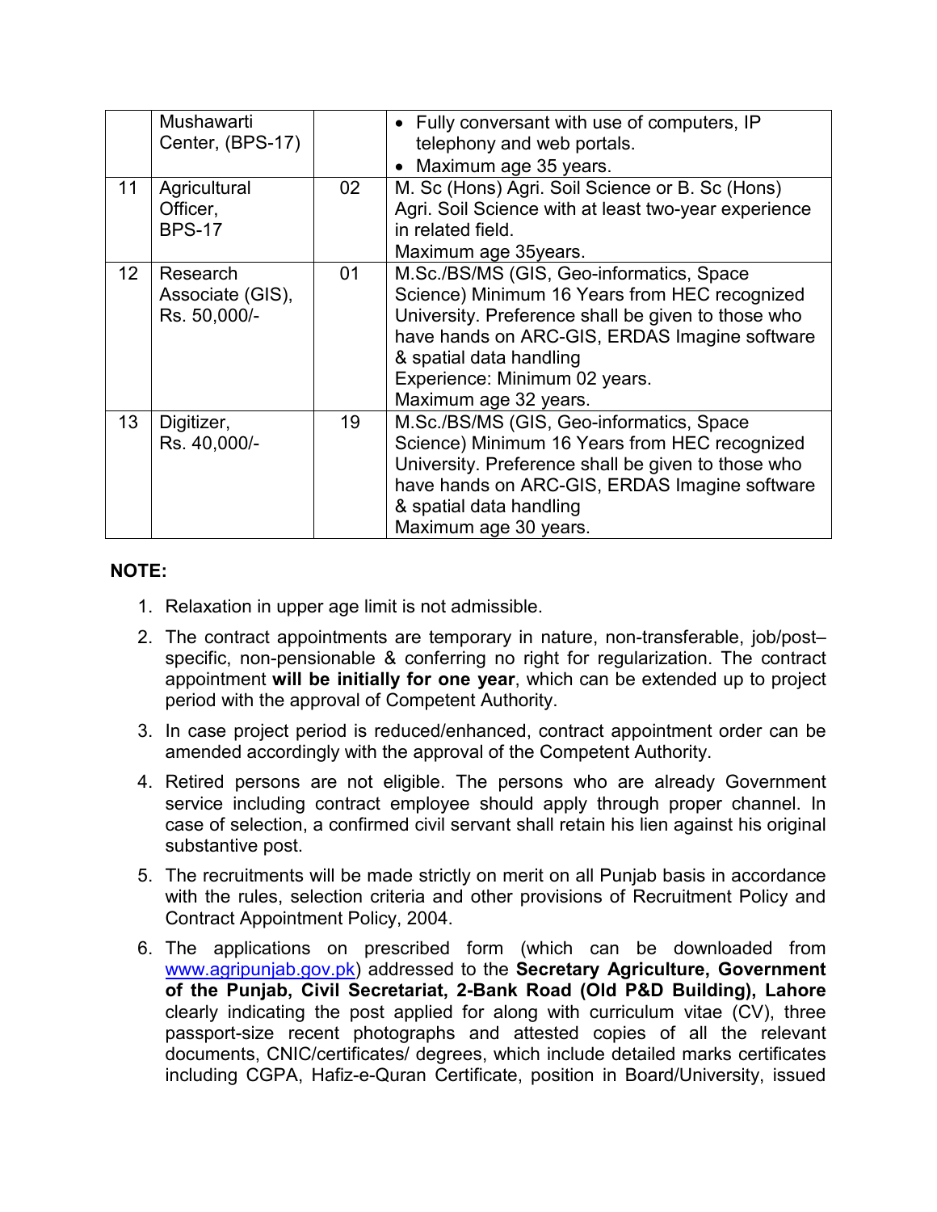|  | Mushawarti Center, (BPS-17) |  | • Fully conversant with use of computers, IP telephony and web portals.<br>• Maximum age 35 years. |
|---|---|---|---|
| 11 | Agricultural Officer, BPS-17 | 02 | M. Sc (Hons) Agri. Soil Science or B. Sc (Hons) Agri. Soil Science with at least two-year experience in related field.<br>Maximum age 35years. |
| 12 | Research Associate (GIS), Rs. 50,000/- | 01 | M.Sc./BS/MS (GIS, Geo-informatics, Space Science) Minimum 16 Years from HEC recognized University. Preference shall be given to those who have hands on ARC-GIS, ERDAS Imagine software & spatial data handling<br>Experience: Minimum 02 years.<br>Maximum age 32 years. |
| 13 | Digitizer, Rs. 40,000/- | 19 | M.Sc./BS/MS (GIS, Geo-informatics, Space Science) Minimum 16 Years from HEC recognized University. Preference shall be given to those who have hands on ARC-GIS, ERDAS Imagine software & spatial data handling<br>Maximum age 30 years. |

**NOTE:**

1. Relaxation in upper age limit is not admissible.
2. The contract appointments are temporary in nature, non-transferable, job/post–specific, non-pensionable & conferring no right for regularization. The contract appointment **will be initially for one year**, which can be extended up to project period with the approval of Competent Authority.
3. In case project period is reduced/enhanced, contract appointment order can be amended accordingly with the approval of the Competent Authority.
4. Retired persons are not eligible. The persons who are already Government service including contract employee should apply through proper channel. In case of selection, a confirmed civil servant shall retain his lien against his original substantive post.
5. The recruitments will be made strictly on merit on all Punjab basis in accordance with the rules, selection criteria and other provisions of Recruitment Policy and Contract Appointment Policy, 2004.
6. The applications on prescribed form (which can be downloaded from www.agripunjab.gov.pk) addressed to the **Secretary Agriculture, Government of the Punjab, Civil Secretariat, 2-Bank Road (Old P&D Building), Lahore** clearly indicating the post applied for along with curriculum vitae (CV), three passport-size recent photographs and attested copies of all the relevant documents, CNIC/certificates/ degrees, which include detailed marks certificates including CGPA, Hafiz-e-Quran Certificate, position in Board/University, issued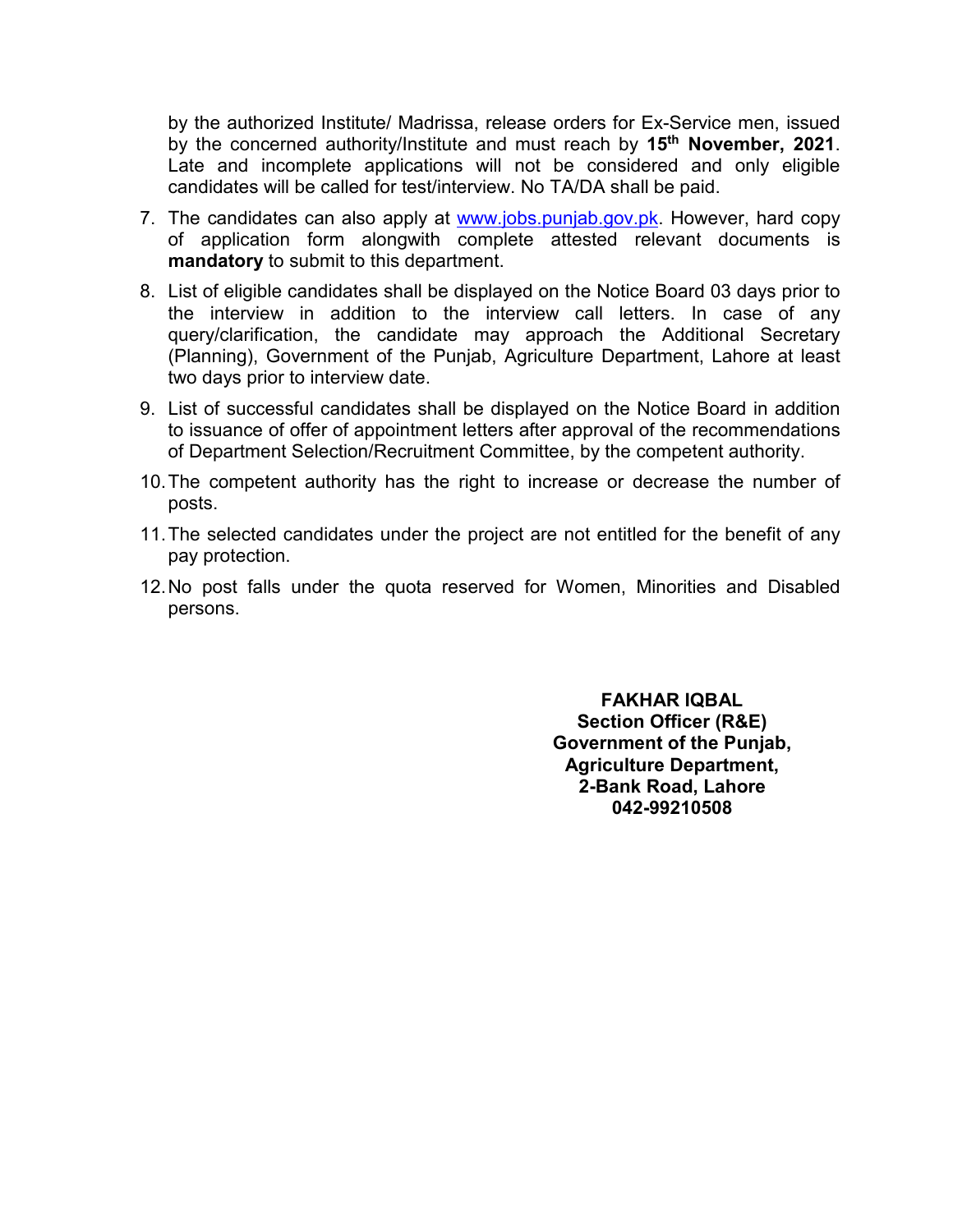by the authorized Institute/ Madrissa, release orders for Ex-Service men, issued by the concerned authority/Institute and must reach by **15th November, 2021**. Late and incomplete applications will not be considered and only eligible candidates will be called for test/interview. No TA/DA shall be paid.

7. The candidates can also apply at www.jobs.punjab.gov.pk. However, hard copy of application form alongwith complete attested relevant documents is **mandatory** to submit to this department.
8. List of eligible candidates shall be displayed on the Notice Board 03 days prior to the interview in addition to the interview call letters. In case of any query/clarification, the candidate may approach the Additional Secretary (Planning), Government of the Punjab, Agriculture Department, Lahore at least two days prior to interview date.
9. List of successful candidates shall be displayed on the Notice Board in addition to issuance of offer of appointment letters after approval of the recommendations of Department Selection/Recruitment Committee, by the competent authority.
10. The competent authority has the right to increase or decrease the number of posts.
11. The selected candidates under the project are not entitled for the benefit of any pay protection.
12. No post falls under the quota reserved for Women, Minorities and Disabled persons.

**FAKHAR IQBAL**
**Section Officer (R&E)**
**Government of the Punjab,**
**Agriculture Department,**
**2-Bank Road, Lahore**
**042-99210508**